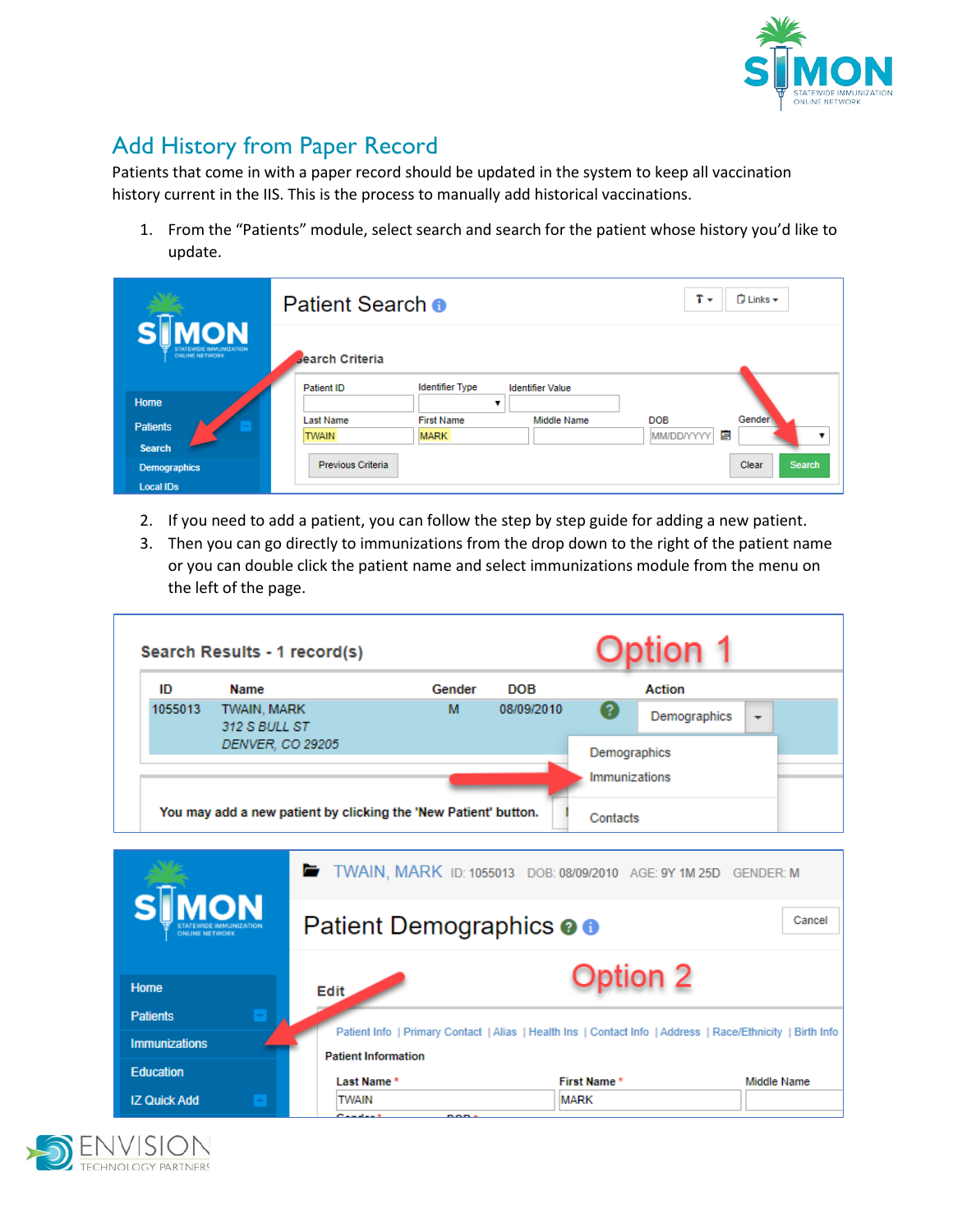## Add History from Paper Record

Patients that come in with a paper record should be updated in the system to keep all vaccination history current in the IIS. This is the process to manually add historical vaccinations.

1. From the "Patients" module, select search and search for the patient whose history you'd like to update.
2. If you need to add a patient, you can follow the step by step guide for adding a new patient.
3. Then you can go directly to immunizations from the drop down to the right of the patient name or you can double click the patient name and select immunizations module from the menu on the left of the page.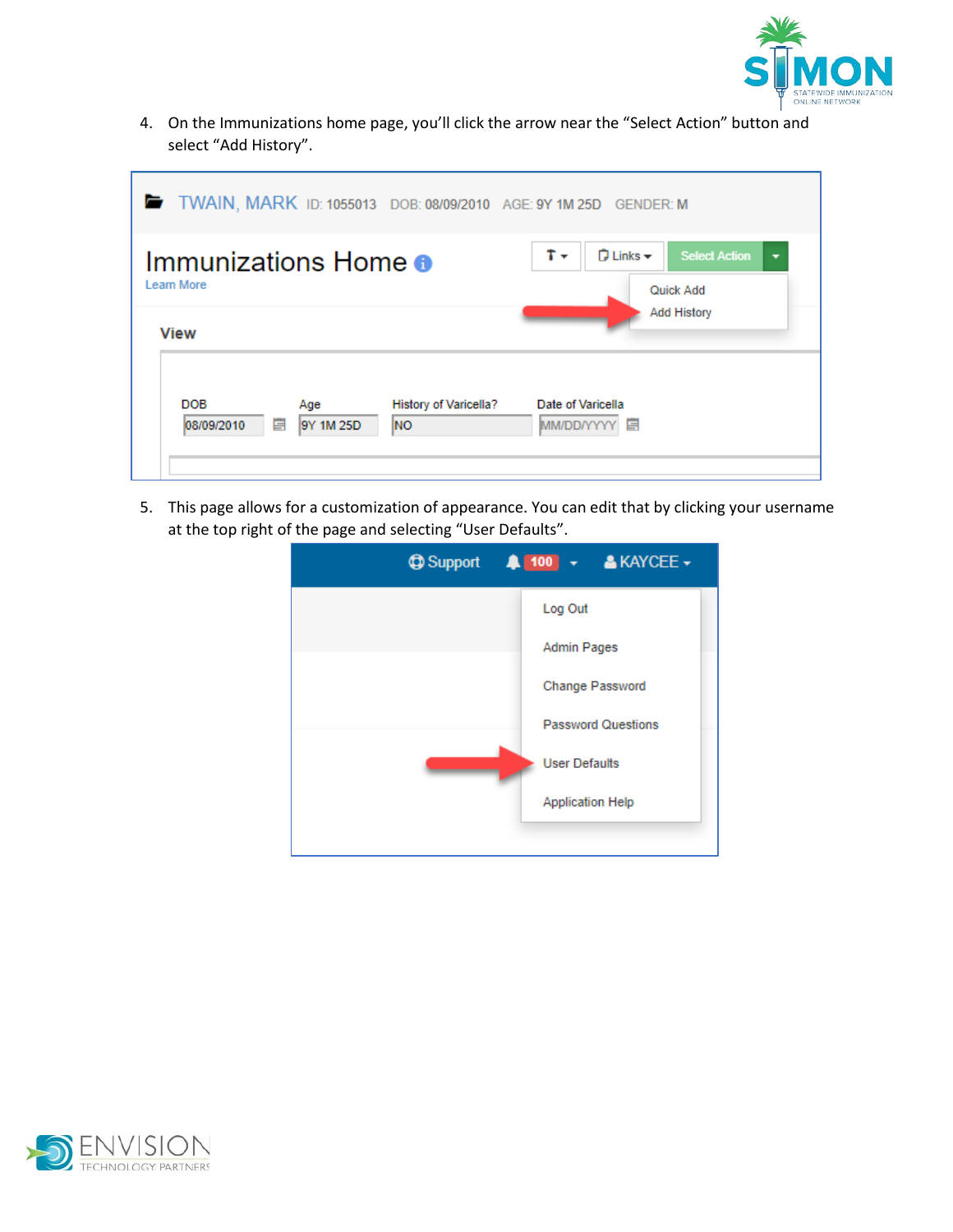4. On the Immunizations home page, you'll click the arrow near the "Select Action" button and select "Add History".

5. This page allows for a customization of appearance. You can edit that by clicking your username at the top right of the page and selecting "User Defaults".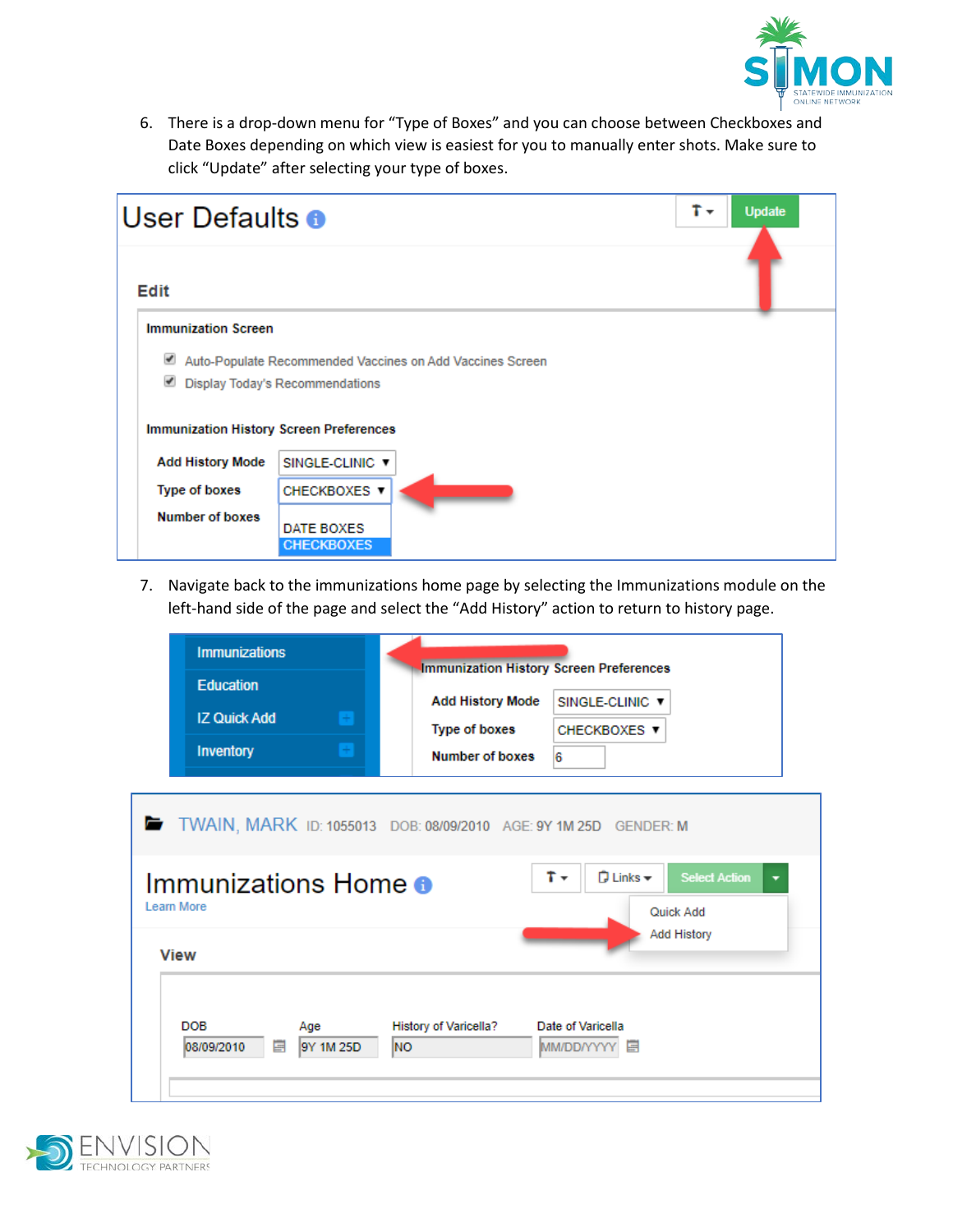6. There is a drop-down menu for "Type of Boxes" and you can choose between Checkboxes and Date Boxes depending on which view is easiest for you to manually enter shots. Make sure to click "Update" after selecting your type of boxes.

7. Navigate back to the immunizations home page by selecting the Immunizations module on the left-hand side of the page and select the "Add History" action to return to history page.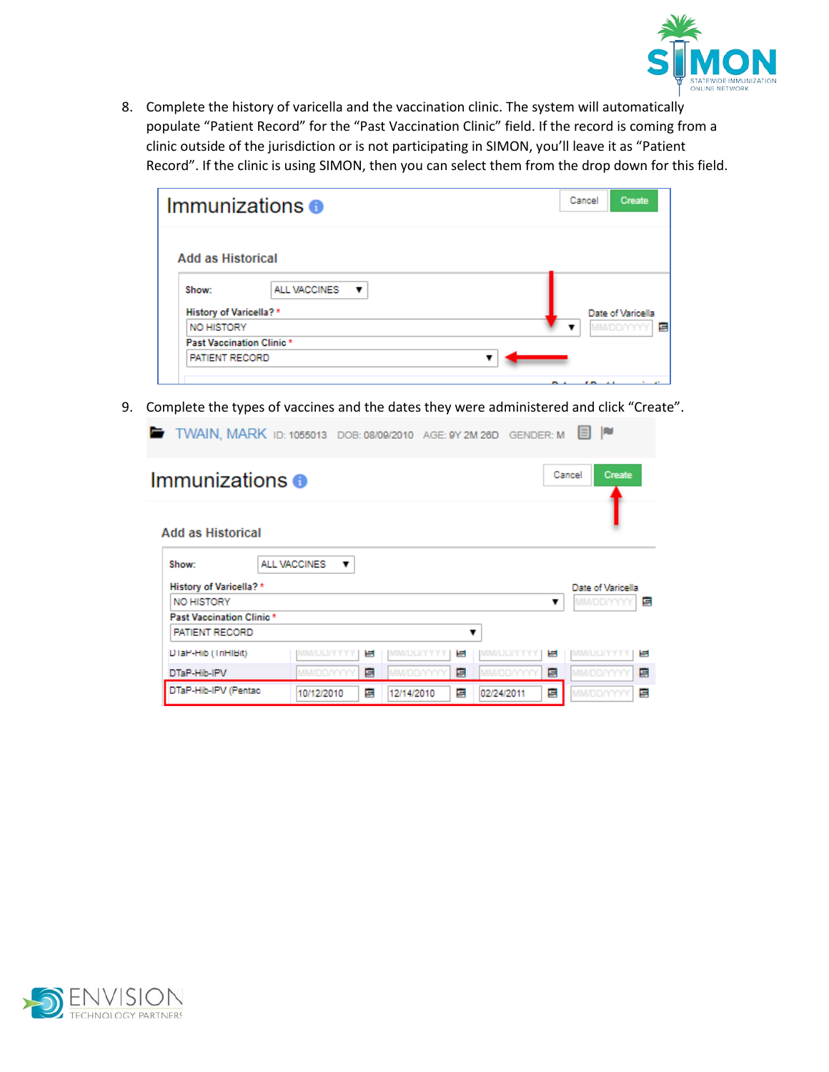8. Complete the history of varicella and the vaccination clinic. The system will automatically populate "Patient Record" for the "Past Vaccination Clinic" field. If the record is coming from a clinic outside of the jurisdiction or is not participating in SIMON, you'll leave it as "Patient Record". If the clinic is using SIMON, then you can select them from the drop down for this field.

9. Complete the types of vaccines and the dates they were administered and click "Create".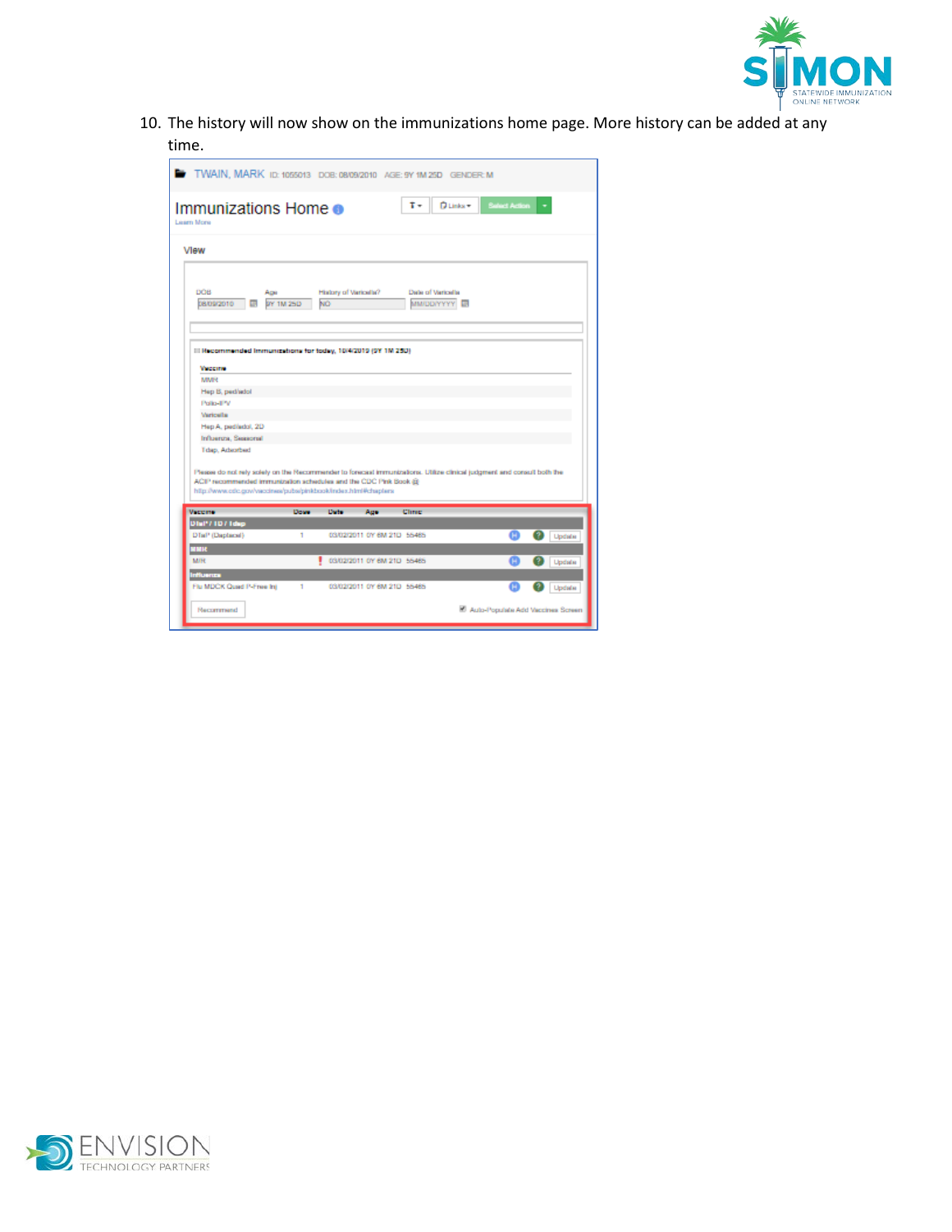10. The history will now show on the immunizations home page. More history can be added at any time.

TWAIN, MARK ID: 1055013 DOB: 08/09/2010 AGE: 9Y 1M 25D GENDER: M

Immunizations Home

Learn More

View

| DOB | Age | History of Varicella? | Date of Varicella |
|---|---|---|---|
| 08/09/2010 | 9Y 1M 25D | NO | MM/DD/YYYY |

Recommended Immunizations for today, 10/4/2019 (9Y 1M 25D)

| Vaccine |
|---|
| MMR |
| Hep B, ped/adol |
| Polio-IPV |
| Varicella |
| Hep A, ped/adol, 2D |
| Influenza, Seasonal |
| Tdap, Adsorbed |

Please do not rely solely on the Recommender to forecast immunizations. Utilize clinical judgment and consult both the ACIP recommended immunization schedules and the CDC Pink Book http://www.cdc.gov/vaccines/pubs/pinkbook/index.html#chapters

| Vaccine | Dose | Date | Age | Clinic |
|---|---|---|---|---|
| DTaP / TD / Tdap | | | | |
| DTaP (Daptacel) | 1 | 03/02/2011 | 0Y 6M 21D | 55465 |
| MMR | | | | |
| MR | ! | 03/02/2011 | 0Y 6M 21D | 55465 |
| Influenza | | | | |
| Flu MDCK Quad P-Free Inj | 1 | 03/02/2011 | 0Y 6M 21D | 55465 |

Recommend

Auto-Populate Add Vaccines Screen